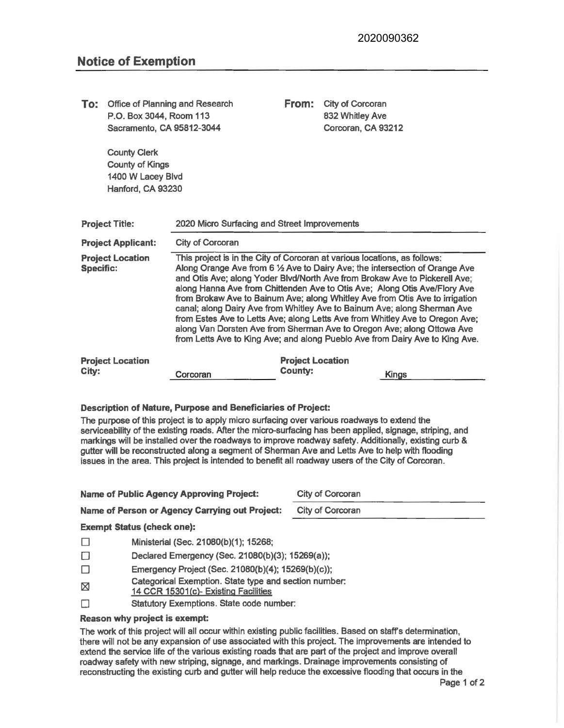2020090362

# Notice of Exemption

**To:** Office of Planning and Research
P.O. Box 3044, Room 113
Sacramento, CA 95812-3044

County Clerk
County of Kings
1400 W Lacey Blvd
Hanford, CA 93230

**From:** City of Corcoran
832 Whitley Ave
Corcoran, CA 93212

**Project Title:** 2020 Micro Surfacing and Street Improvements

**Project Applicant:** City of Corcoran

**Project Location Specific:** This project is in the City of Corcoran at various locations, as follows: Along Orange Ave from 6 ½ Ave to Dairy Ave; the intersection of Orange Ave and Otis Ave; along Yoder Blvd/North Ave from Brokaw Ave to Pickerell Ave; along Hanna Ave from Chittenden Ave to Otis Ave; Along Otis Ave/Flory Ave from Brokaw Ave to Bainum Ave; along Whitley Ave from Otis Ave to irrigation canal; along Dairy Ave from Whitley Ave to Bainum Ave; along Sherman Ave from Estes Ave to Letts Ave; along Letts Ave from Whitley Ave to Oregon Ave; along Van Dorsten Ave from Sherman Ave to Oregon Ave; along Ottowa Ave from Letts Ave to King Ave; and along Pueblo Ave from Dairy Ave to King Ave.

**Project Location City:** Corcoran **Project Location County:** Kings

**Description of Nature, Purpose and Beneficiaries of Project:**

The purpose of this project is to apply micro surfacing over various roadways to extend the serviceability of the existing roads. After the micro-surfacing has been applied, signage, striping, and markings will be installed over the roadways to improve roadway safety. Additionally, existing curb & gutter will be reconstructed along a segment of Sherman Ave and Letts Ave to help with flooding issues in the area. This project is intended to benefit all roadway users of the City of Corcoran.

**Name of Public Agency Approving Project:** City of Corcoran

**Name of Person or Agency Carrying out Project:** City of Corcoran

**Exempt Status (check one):**

- ☐ Ministerial (Sec. 21080(b)(1); 15268;
- ☐ Declared Emergency (Sec. 21080(b)(3); 15269(a));
- ☐ Emergency Project (Sec. 21080(b)(4); 15269(b)(c));
- ☒ Categorical Exemption. State type and section number: 14 CCR 15301(c)- Existing Facilities
- ☐ Statutory Exemptions. State code number:

**Reason why project is exempt:**

The work of this project will all occur within existing public facilities. Based on staff's determination, there will not be any expansion of use associated with this project. The improvements are intended to extend the service life of the various existing roads that are part of the project and improve overall roadway safety with new striping, signage, and markings. Drainage improvements consisting of reconstructing the existing curb and gutter will help reduce the excessive flooding that occurs in the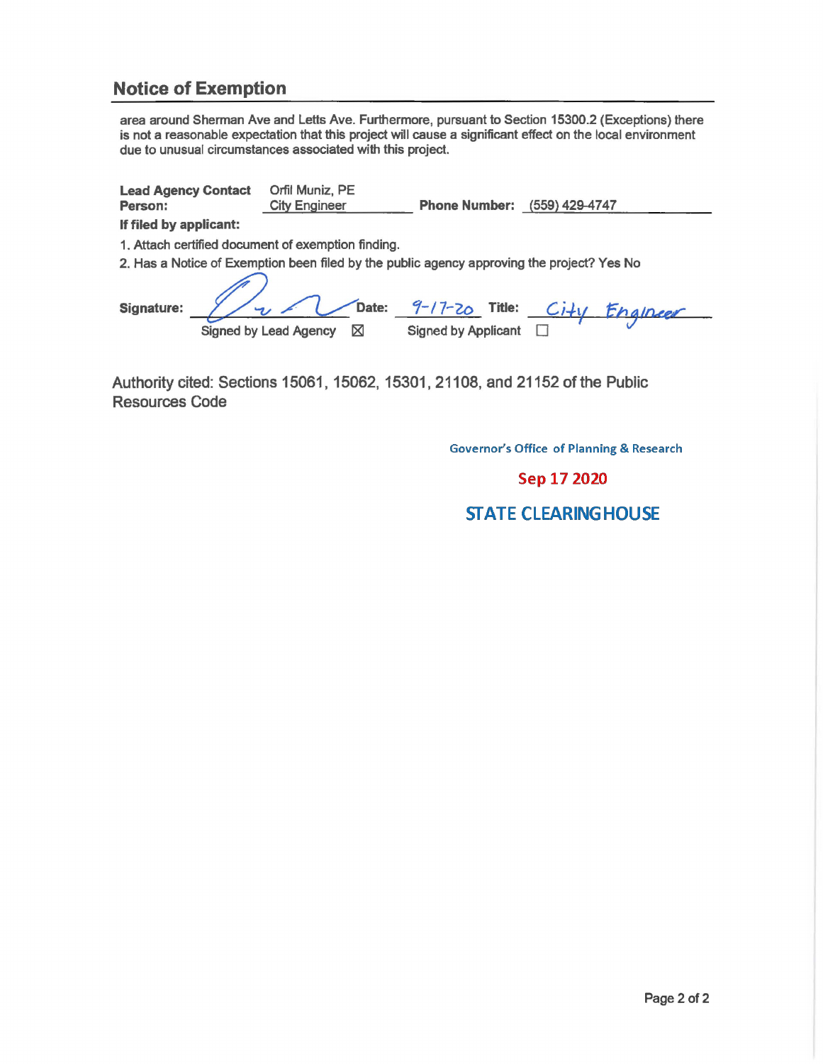## Notice of Exemption

area around Sherman Ave and Letts Ave. Furthermore, pursuant to Section 15300.2 (Exceptions) there is not a reasonable expectation that this project will cause a significant effect on the local environment due to unusual circumstances associated with this project.

**Lead Agency Contact Person:** Orfil Muniz, PE City Engineer **Phone Number:** (559) 429-4747

**If filed by applicant:**

1. Attach certified document of exemption finding.
2. Has a Notice of Exemption been filed by the public agency approving the project? Yes No

**Signature:** [signature] **Date:** 9-17-20 **Title:** City Engineer

Signed by Lead Agency ☒ Signed by Applicant ☐

Authority cited: Sections 15061, 15062, 15301, 21108, and 21152 of the Public Resources Code

Governor's Office of Planning & Research

Sep 17 2020

STATE CLEARINGHOUSE